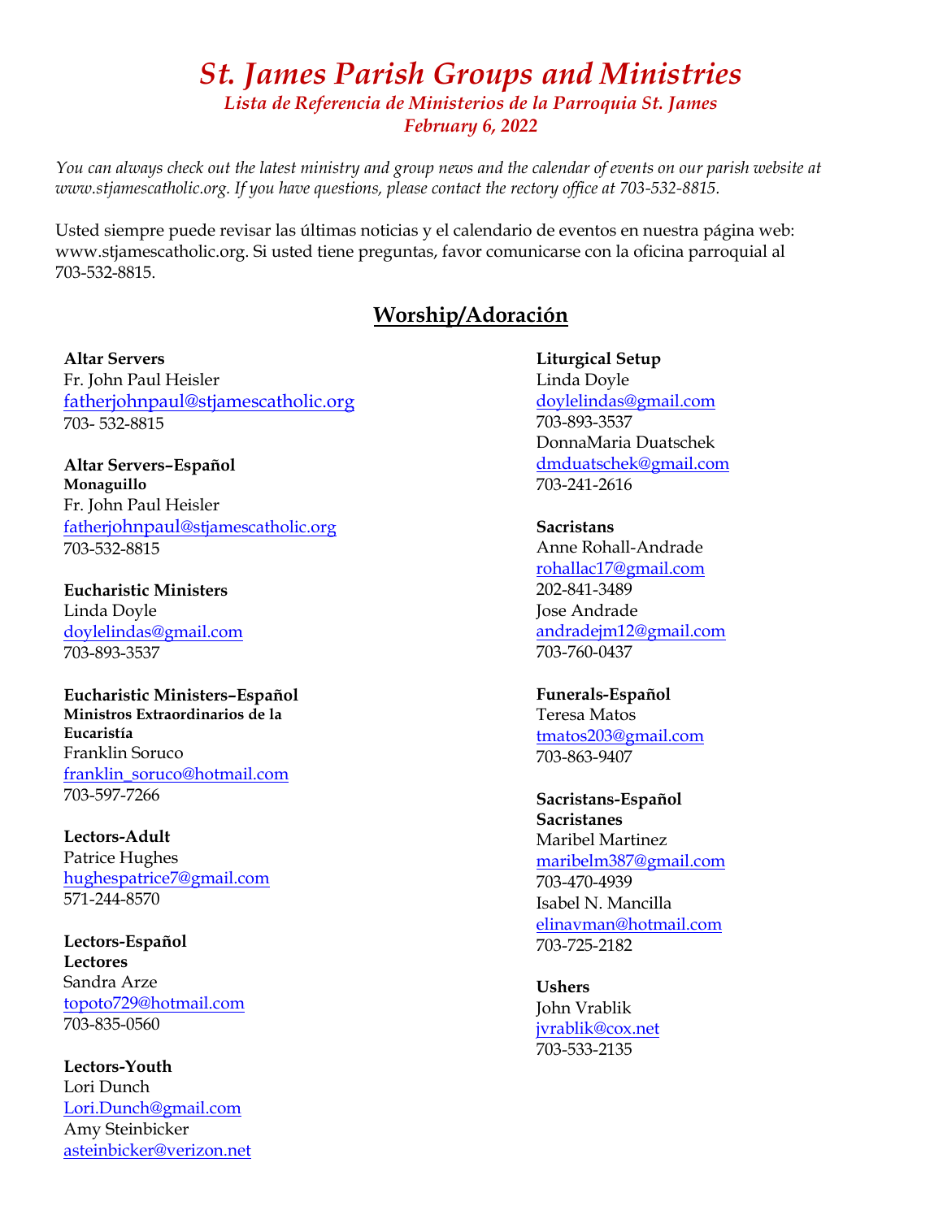# *St. James Parish Groups and Ministries*

*Lista de Referencia de Ministerios de la Parroquia St. James*

*February 6, 2022*

*You can always check out the latest ministry and group news and the calendar of events on our parish website at www.stjamescatholic.org. If you have questions, please contact the rectory office at 703-532-8815.*

Usted siempre puede revisar las últimas noticias y el calendario de eventos en nuestra página web: www.stjamescatholic.org. Si usted tiene preguntas, favor comunicarse con la oficina parroquial al 703-532-8815.

## Worship/Adoración

**Altar Servers**
Fr. John Paul Heisler
fatherjohnpaul@stjamescatholic.org
703- 532-8815

**Altar Servers–Español**
**Monaguillo**
Fr. John Paul Heisler
fatherjohnpaul@stjamescatholic.org
703-532-8815

**Eucharistic Ministers**
Linda Doyle
doylelindas@gmail.com
703-893-3537

**Eucharistic Ministers–Español**
**Ministros Extraordinarios de la Eucaristía**
Franklin Soruco
franklin_soruco@hotmail.com
703-597-7266

**Lectors-Adult**
Patrice Hughes
hughespatrice7@gmail.com
571-244-8570

**Lectors-Español**
**Lectores**
Sandra Arze
topoto729@hotmail.com
703-835-0560

**Lectors-Youth**
Lori Dunch
Lori.Dunch@gmail.com
Amy Steinbicker
asteinbicker@verizon.net

**Liturgical Setup**
Linda Doyle
doylelindas@gmail.com
703-893-3537
DonnaMaria Duatschek
dmduatschek@gmail.com
703-241-2616

**Sacristans**
Anne Rohall-Andrade
rohallac17@gmail.com
202-841-3489
Jose Andrade
andradejm12@gmail.com
703-760-0437

**Funerals-Español**
Teresa Matos
tmatos203@gmail.com
703-863-9407

**Sacristans-Español**
**Sacristanes**
Maribel Martinez
maribelm387@gmail.com
703-470-4939
Isabel N. Mancilla
elinavman@hotmail.com
703-725-2182

**Ushers**
John Vrablik
jvrablik@cox.net
703-533-2135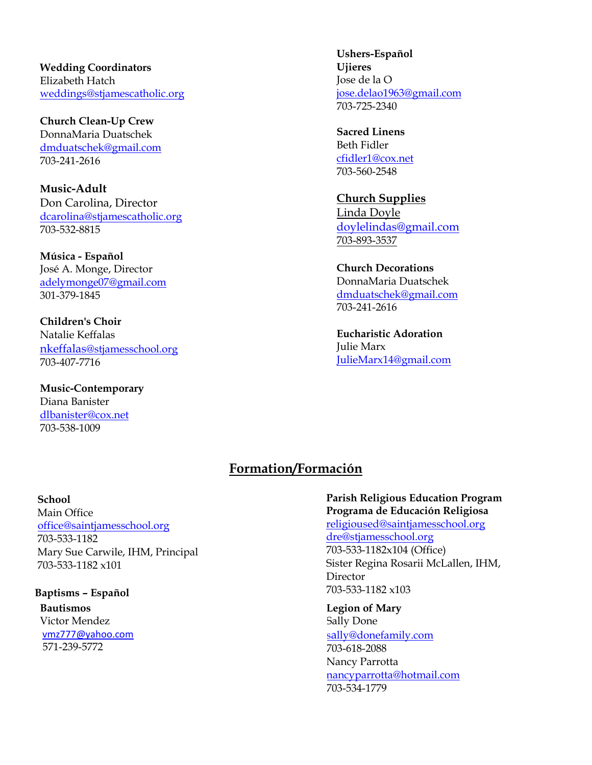**Wedding Coordinators**
Elizabeth Hatch
weddings@stjamescatholic.org

**Church Clean-Up Crew**
DonnaMaria Duatschek
dmduatschek@gmail.com
703-241-2616

**Music-Adult**
Don Carolina, Director
dcarolina@stjamescatholic.org
703-532-8815

**Música - Español**
José A. Monge, Director
adelymonge07@gmail.com
301-379-1845

**Children's Choir**
Natalie Keffalas
nkeffalas@stjamesschool.org
703-407-7716

**Music-Contemporary**
Diana Banister
dlbanister@cox.net
703-538-1009

**Ushers-Español**
**Ujieres**
Jose de la O
jose.delao1963@gmail.com
703-725-2340

**Sacred Linens**
Beth Fidler
cfidler1@cox.net
703-560-2548

**Church Supplies**
Linda Doyle
doylelindas@gmail.com
703-893-3537

**Church Decorations**
DonnaMaria Duatschek
dmduatschek@gmail.com
703-241-2616

**Eucharistic Adoration**
Julie Marx
JulieMarx14@gmail.com

## Formation/Formación

**School**
Main Office
office@saintjamesschool.org
703-533-1182
Mary Sue Carwile, IHM, Principal
703-533-1182 x101

**Baptisms – Español**
**Bautismos**
Victor Mendez
vmz777@yahoo.com
571-239-5772

**Parish Religious Education Program**
**Programa de Educación Religiosa**
religioused@saintjamesschool.org
dre@stjamesschool.org
703-533-1182x104 (Office)
Sister Regina Rosarii McLallen, IHM, Director
703-533-1182 x103

**Legion of Mary**
Sally Done
sally@donefamily.com
703-618-2088
Nancy Parrotta
nancyparrotta@hotmail.com
703-534-1779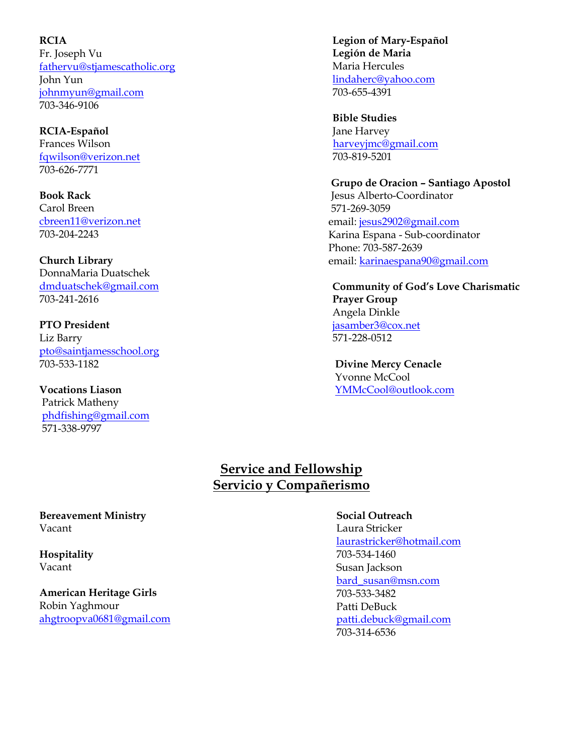**RCIA**
Fr. Joseph Vu
fathervu@stjamescatholic.org
John Yun
johnmyun@gmail.com
703-346-9106

**RCIA-Español**
Frances Wilson
fqwilson@verizon.net
703-626-7771

**Book Rack**
Carol Breen
cbreen11@verizon.net
703-204-2243

**Church Library**
DonnaMaria Duatschek
dmduatschek@gmail.com
703-241-2616

**PTO President**
Liz Barry
pto@saintjamesschool.org
703-533-1182

**Vocations Liason**
Patrick Matheny
phdfishing@gmail.com
571-338-9797

**Legion of Mary-Español**
**Legión de Maria**
Maria Hercules
lindaherc@yahoo.com
703-655-4391

**Bible Studies**
Jane Harvey
harveyjmc@gmail.com
703-819-5201

**Grupo de Oracion – Santiago Apostol**
Jesus Alberto-Coordinator
571-269-3059
email: jesus2902@gmail.com
Karina Espana - Sub-coordinator
Phone: 703-587-2639
email: karinaespana90@gmail.com

**Community of God's Love Charismatic Prayer Group**
Angela Dinkle
jasamber3@cox.net
571-228-0512

**Divine Mercy Cenacle**
Yvonne McCool
YMMcCool@outlook.com

## Service and Fellowship
## Servicio y Compañerismo

**Bereavement Ministry**
Vacant

**Hospitality**
Vacant

**American Heritage Girls**
Robin Yaghmour
ahgtroopva0681@gmail.com

**Social Outreach**
Laura Stricker
laurastricker@hotmail.com
703-534-1460
Susan Jackson
bard_susan@msn.com
703-533-3482
Patti DeBuck
patti.debuck@gmail.com
703-314-6536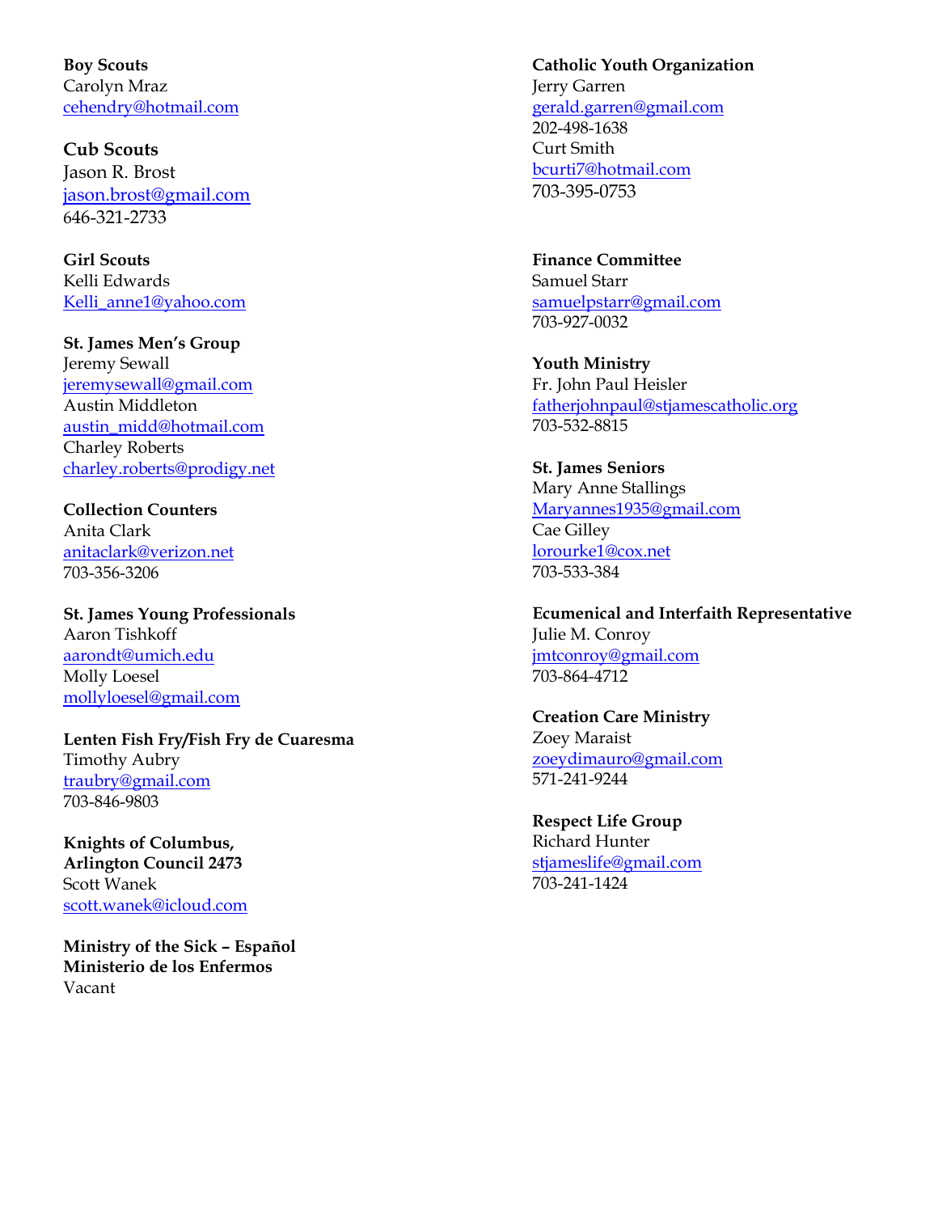**Boy Scouts**
Carolyn Mraz
cehendry@hotmail.com

**Cub Scouts**
Jason R. Brost
jason.brost@gmail.com
646-321-2733

**Girl Scouts**
Kelli Edwards
Kelli_anne1@yahoo.com

**St. James Men's Group**
Jeremy Sewall
jeremysewall@gmail.com
Austin Middleton
austin_midd@hotmail.com
Charley Roberts
charley.roberts@prodigy.net

**Collection Counters**
Anita Clark
anitaclark@verizon.net
703-356-3206

**St. James Young Professionals**
Aaron Tishkoff
aarondt@umich.edu
Molly Loesel
mollyloesel@gmail.com

**Lenten Fish Fry/Fish Fry de Cuaresma**
Timothy Aubry
traubry@gmail.com
703-846-9803

**Knights of Columbus,**
**Arlington Council 2473**
Scott Wanek
scott.wanek@icloud.com

**Ministry of the Sick – Español**
**Ministerio de los Enfermos**
Vacant

**Catholic Youth Organization**
Jerry Garren
gerald.garren@gmail.com
202-498-1638
Curt Smith
bcurti7@hotmail.com
703-395-0753

**Finance Committee**
Samuel Starr
samuelpstarr@gmail.com
703-927-0032

**Youth Ministry**
Fr. John Paul Heisler
fatherjohnpaul@stjamescatholic.org
703-532-8815

**St. James Seniors**
Mary Anne Stallings
Maryannes1935@gmail.com
Cae Gilley
lorourke1@cox.net
703-533-384

**Ecumenical and Interfaith Representative**
Julie M. Conroy
jmtconroy@gmail.com
703-864-4712

**Creation Care Ministry**
Zoey Maraist
zoeydimauro@gmail.com
571-241-9244

**Respect Life Group**
Richard Hunter
stjameslife@gmail.com
703-241-1424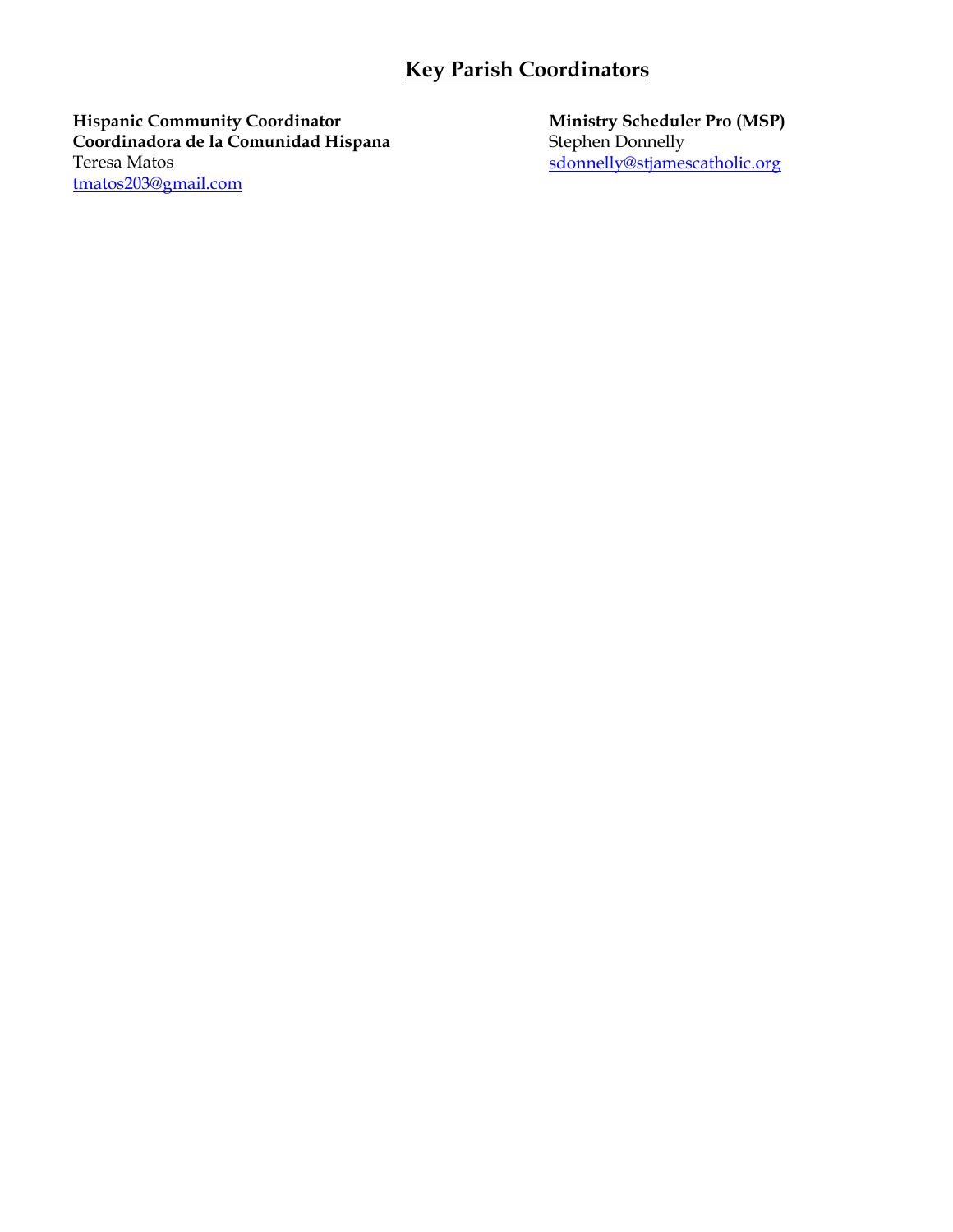## Key Parish Coordinators

**Hispanic Community Coordinator**
**Coordinadora de la Comunidad Hispana**
Teresa Matos
tmatos203@gmail.com

**Ministry Scheduler Pro (MSP)**
Stephen Donnelly
sdonnelly@stjamescatholic.org